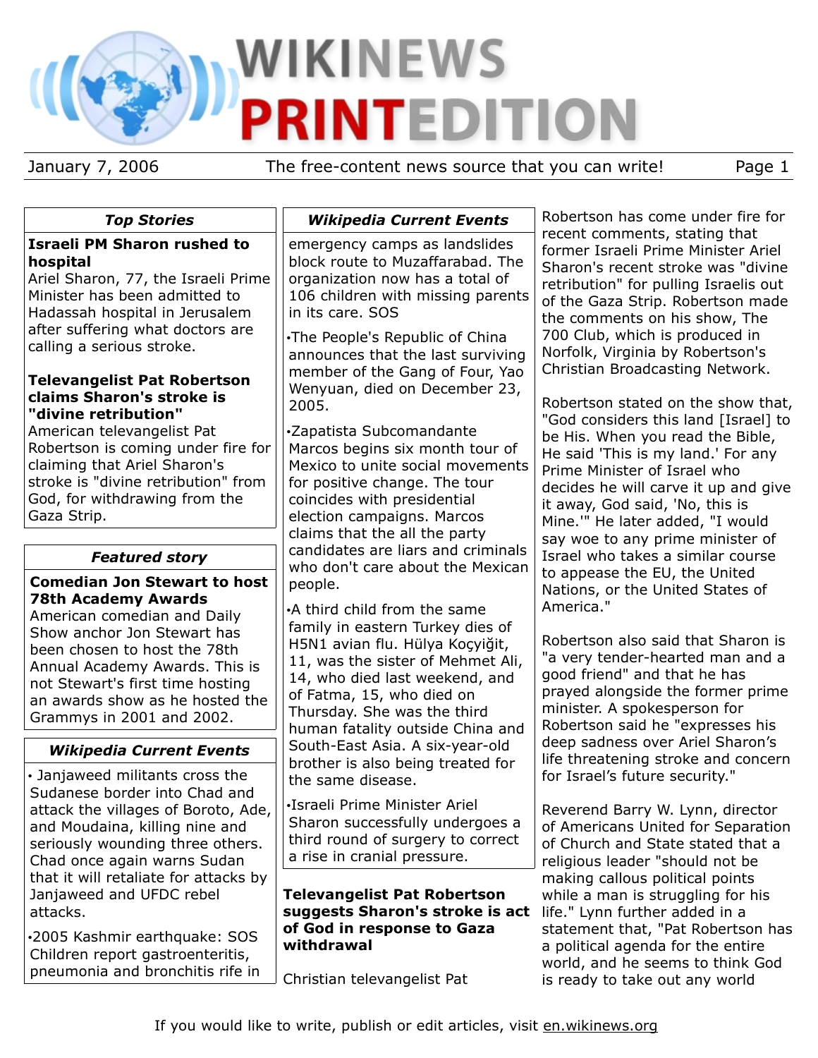# Wikinews Print Edition

January 7, 2006 — The free-content news source that you can write!

## Top Stories

**Israeli PM Sharon rushed to hospital**

Ariel Sharon, 77, the Israeli Prime Minister has been admitted to Hadassah hospital in Jerusalem after suffering what doctors are calling a serious stroke.

**Televangelist Pat Robertson claims Sharon's stroke is "divine retribution"**

American televangelist Pat Robertson is coming under fire for claiming that Ariel Sharon's stroke is "divine retribution" from God, for withdrawing from the Gaza Strip.

## Featured story

**Comedian Jon Stewart to host 78th Academy Awards**

American comedian and Daily Show anchor Jon Stewart has been chosen to host the 78th Annual Academy Awards. This is not Stewart's first time hosting an awards show as he hosted the Grammys in 2001 and 2002.

## Wikipedia Current Events

- Janjaweed militants cross the Sudanese border into Chad and attack the villages of Boroto, Ade, and Moudaina, killing nine and seriously wounding three others. Chad once again warns Sudan that it will retaliate for attacks by Janjaweed and UFDC rebel attacks.
- 2005 Kashmir earthquake: SOS Children report gastroenteritis, pneumonia and bronchitis rife in emergency camps as landslides block route to Muzaffarabad. The organization now has a total of 106 children with missing parents in its care. SOS
- The People's Republic of China announces that the last surviving member of the Gang of Four, Yao Wenyuan, died on December 23, 2005.
- Zapatista Subcomandante Marcos begins six month tour of Mexico to unite social movements for positive change. The tour coincides with presidential election campaigns. Marcos claims that the all the party candidates are liars and criminals who don't care about the Mexican people.
- A third child from the same family in eastern Turkey dies of H5N1 avian flu. Hülya Koçyiğit, 11, was the sister of Mehmet Ali, 14, who died last weekend, and of Fatma, 15, who died on Thursday. She was the third human fatality outside China and South-East Asia. A six-year-old brother is also being treated for the same disease.
- Israeli Prime Minister Ariel Sharon successfully undergoes a third round of surgery to correct a rise in cranial pressure.

## Televangelist Pat Robertson suggests Sharon's stroke is act of God in response to Gaza withdrawal

Christian televangelist Pat Robertson has come under fire for recent comments, stating that former Israeli Prime Minister Ariel Sharon's recent stroke was "divine retribution" for pulling Israelis out of the Gaza Strip. Robertson made the comments on his show, The 700 Club, which is produced in Norfolk, Virginia by Robertson's Christian Broadcasting Network.

Robertson stated on the show that, "God considers this land [Israel] to be His. When you read the Bible, He said 'This is my land.' For any Prime Minister of Israel who decides he will carve it up and give it away, God said, 'No, this is Mine.'" He later added, "I would say woe to any prime minister of Israel who takes a similar course to appease the EU, the United Nations, or the United States of America."

Robertson also said that Sharon is "a very tender-hearted man and a good friend" and that he has prayed alongside the former prime minister. A spokesperson for Robertson said he "expresses his deep sadness over Ariel Sharon's life threatening stroke and concern for Israel's future security."

Reverend Barry W. Lynn, director of Americans United for Separation of Church and State stated that a religious leader "should not be making callous political points while a man is struggling for his life." Lynn further added in a statement that, "Pat Robertson has a political agenda for the entire world, and he seems to think God is ready to take out any world

If you would like to write, publish or edit articles, visit en.wikinews.org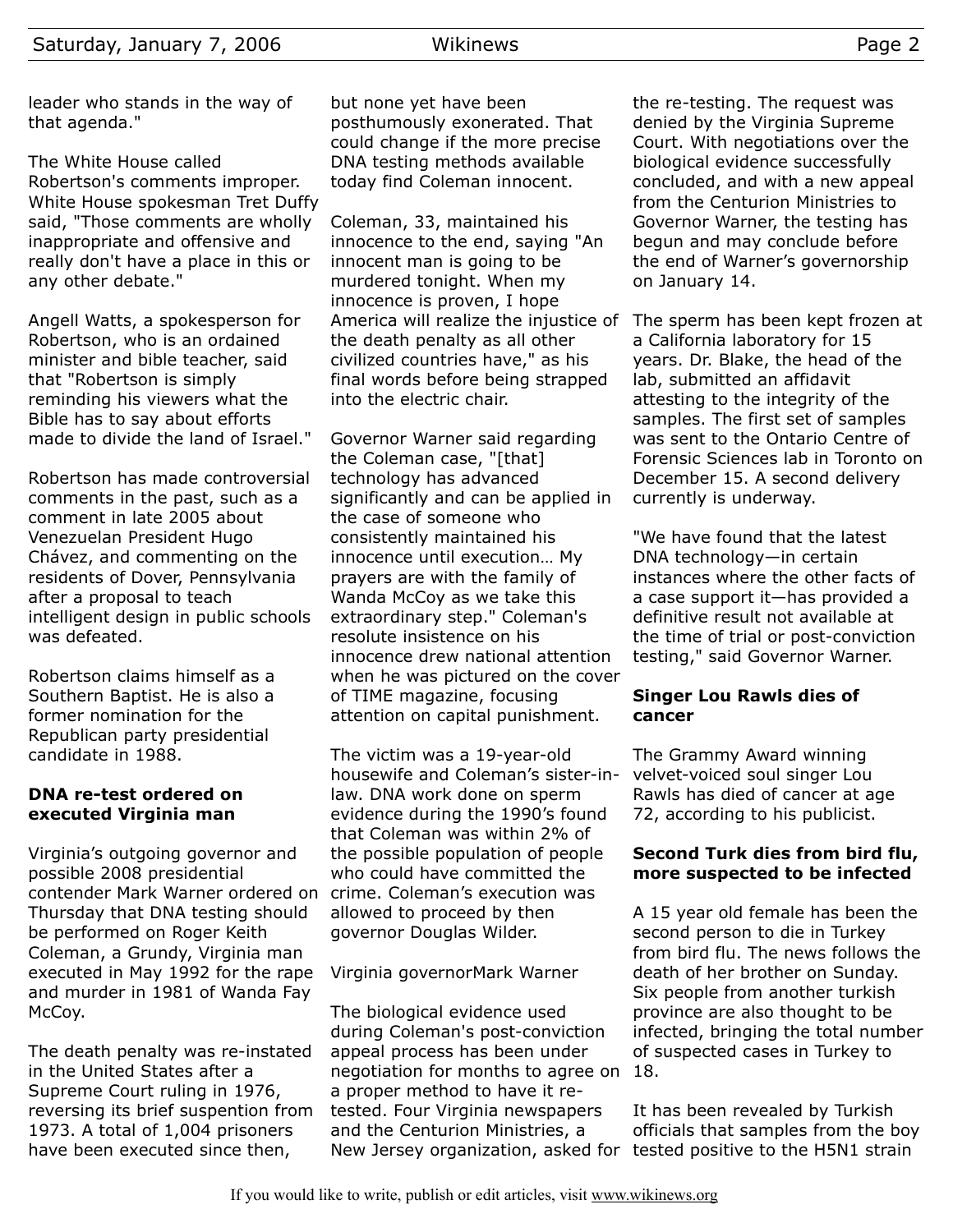leader who stands in the way of that agenda."

The White House called Robertson's comments improper. White House spokesman Tret Duffy said, "Those comments are wholly inappropriate and offensive and really don't have a place in this or any other debate."

Angell Watts, a spokesperson for Robertson, who is an ordained minister and bible teacher, said that "Robertson is simply reminding his viewers what the Bible has to say about efforts made to divide the land of Israel."

Robertson has made controversial comments in the past, such as a comment in late 2005 about Venezuelan President Hugo Chávez, and commenting on the residents of Dover, Pennsylvania after a proposal to teach intelligent design in public schools was defeated.

Robertson claims himself as a Southern Baptist. He is also a former nomination for the Republican party presidential candidate in 1988.

### DNA re-test ordered on executed Virginia man

Virginia's outgoing governor and possible 2008 presidential contender Mark Warner ordered on Thursday that DNA testing should be performed on Roger Keith Coleman, a Grundy, Virginia man executed in May 1992 for the rape and murder in 1981 of Wanda Fay McCoy.

The death penalty was re-instated in the United States after a Supreme Court ruling in 1976, reversing its brief suspention from 1973. A total of 1,004 prisoners have been executed since then, but none yet have been posthumously exonerated. That could change if the more precise DNA testing methods available today find Coleman innocent.

Coleman, 33, maintained his innocence to the end, saying "An innocent man is going to be murdered tonight. When my innocence is proven, I hope America will realize the injustice of the death penalty as all other civilized countries have," as his final words before being strapped into the electric chair.

Governor Warner said regarding the Coleman case, "[that] technology has advanced significantly and can be applied in the case of someone who consistently maintained his innocence until execution… My prayers are with the family of Wanda McCoy as we take this extraordinary step." Coleman's resolute insistence on his innocence drew national attention when he was pictured on the cover of TIME magazine, focusing attention on capital punishment.

The victim was a 19-year-old housewife and Coleman's sister-in-law. DNA work done on sperm evidence during the 1990's found that Coleman was within 2% of the possible population of people who could have committed the crime. Coleman's execution was allowed to proceed by then governor Douglas Wilder.

Virginia governorMark Warner

The biological evidence used during Coleman's post-conviction appeal process has been under negotiation for months to agree on a proper method to have it re-tested. Four Virginia newspapers and the Centurion Ministries, a New Jersey organization, asked for the re-testing. The request was denied by the Virginia Supreme Court. With negotiations over the biological evidence successfully concluded, and with a new appeal from the Centurion Ministries to Governor Warner, the testing has begun and may conclude before the end of Warner's governorship on January 14.

The sperm has been kept frozen at a California laboratory for 15 years. Dr. Blake, the head of the lab, submitted an affidavit attesting to the integrity of the samples. The first set of samples was sent to the Ontario Centre of Forensic Sciences lab in Toronto on December 15. A second delivery currently is underway.

"We have found that the latest DNA technology—in certain instances where the other facts of a case support it—has provided a definitive result not available at the time of trial or post-conviction testing," said Governor Warner.

### Singer Lou Rawls dies of cancer

The Grammy Award winning velvet-voiced soul singer Lou Rawls has died of cancer at age 72, according to his publicist.

### Second Turk dies from bird flu, more suspected to be infected

A 15 year old female has been the second person to die in Turkey from bird flu. The news follows the death of her brother on Sunday. Six people from another turkish province are also thought to be infected, bringing the total number of suspected cases in Turkey to 18.

It has been revealed by Turkish officials that samples from the boy tested positive to the H5N1 strain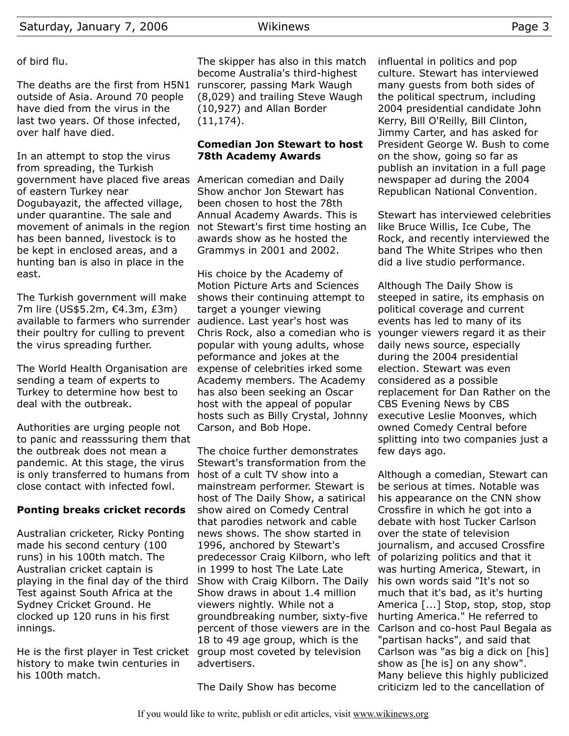of bird flu.

The deaths are the first from H5N1 outside of Asia. Around 70 people have died from the virus in the last two years. Of those infected, over half have died.

In an attempt to stop the virus from spreading, the Turkish government have placed five areas of eastern Turkey near Dogubayazit, the affected village, under quarantine. The sale and movement of animals in the region has been banned, livestock is to be kept in enclosed areas, and a hunting ban is also in place in the east.

The Turkish government will make 7m lire (US$5.2m, €4.3m, £3m) available to farmers who surrender their poultry for culling to prevent the virus spreading further.

The World Health Organisation are sending a team of experts to Turkey to determine how best to deal with the outbreak.

Authorities are urging people not to panic and reasssuring them that the outbreak does not mean a pandemic. At this stage, the virus is only transferred to humans from close contact with infected fowl.

### Ponting breaks cricket records

Australian cricketer, Ricky Ponting made his second century (100 runs) in his 100th match. The Australian cricket captain is playing in the final day of the third Test against South Africa at the Sydney Cricket Ground. He clocked up 120 runs in his first innings.

He is the first player in Test cricket history to make twin centuries in his 100th match.

The skipper has also in this match become Australia's third-highest runscorer, passing Mark Waugh (8,029) and trailing Steve Waugh (10,927) and Allan Border (11,174).

### Comedian Jon Stewart to host 78th Academy Awards

American comedian and Daily Show anchor Jon Stewart has been chosen to host the 78th Annual Academy Awards. This is not Stewart's first time hosting an awards show as he hosted the Grammys in 2001 and 2002.

His choice by the Academy of Motion Picture Arts and Sciences shows their continuing attempt to target a younger viewing audience. Last year's host was Chris Rock, also a comedian who is popular with young adults, whose peformance and jokes at the expense of celebrities irked some Academy members. The Academy has also been seeking an Oscar host with the appeal of popular hosts such as Billy Crystal, Johnny Carson, and Bob Hope.

The choice further demonstrates Stewart's transformation from the host of a cult TV show into a mainstream performer. Stewart is host of The Daily Show, a satirical show aired on Comedy Central that parodies network and cable news shows. The show started in 1996, anchored by Stewart's predecessor Craig Kilborn, who left in 1999 to host The Late Late Show with Craig Kilborn. The Daily Show draws in about 1.4 million viewers nightly. While not a groundbreaking number, sixty-five percent of those viewers are in the 18 to 49 age group, which is the group most coveted by television advertisers.

The Daily Show has become influential in politics and pop culture. Stewart has interviewed many guests from both sides of the political spectrum, including 2004 presidential candidate John Kerry, Bill O'Reilly, Bill Clinton, Jimmy Carter, and has asked for President George W. Bush to come on the show, going so far as publish an invitation in a full page newspaper ad during the 2004 Republican National Convention.

Stewart has interviewed celebrities like Bruce Willis, Ice Cube, The Rock, and recently interviewed the band The White Stripes who then did a live studio performance.

Although The Daily Show is steeped in satire, its emphasis on political coverage and current events has led to many of its younger viewers regard it as their daily news source, especially during the 2004 presidential election. Stewart was even considered as a possible replacement for Dan Rather on the CBS Evening News by CBS executive Leslie Moonves, which owned Comedy Central before splitting into two companies just a few days ago.

Although a comedian, Stewart can be serious at times. Notable was his appearance on the CNN show Crossfire in which he got into a debate with host Tucker Carlson over the state of television journalism, and accused Crossfire of polarizing politics and that it was hurting America, Stewart, in his own words said "It's not so much that it's bad, as it's hurting America [...] Stop, stop, stop, stop hurting America." He referred to Carlson and co-host Paul Begala as "partisan hacks", and said that Carlson was "as big a dick on [his] show as [he is] on any show". Many believe this highly publicized criticizm led to the cancellation of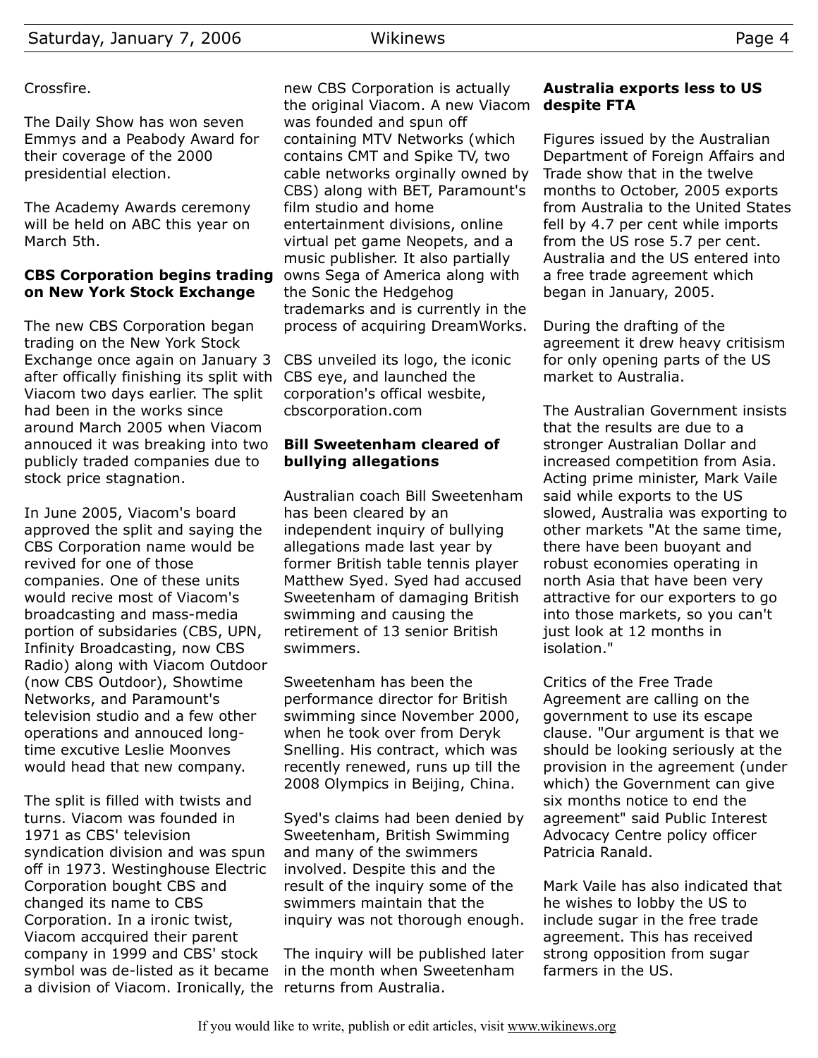Crossfire.

The Daily Show has won seven Emmys and a Peabody Award for their coverage of the 2000 presidential election.

The Academy Awards ceremony will be held on ABC this year on March 5th.

### CBS Corporation begins trading on New York Stock Exchange

The new CBS Corporation began trading on the New York Stock Exchange once again on January 3 after offically finishing its split with Viacom two days earlier. The split had been in the works since around March 2005 when Viacom annouced it was breaking into two publicly traded companies due to stock price stagnation.

In June 2005, Viacom's board approved the split and saying the CBS Corporation name would be revived for one of those companies. One of these units would recive most of Viacom's broadcasting and mass-media portion of subsidaries (CBS, UPN, Infinity Broadcasting, now CBS Radio) along with Viacom Outdoor (now CBS Outdoor), Showtime Networks, and Paramount's television studio and a few other operations and annouced long-time excutive Leslie Moonves would head that new company.

The split is filled with twists and turns. Viacom was founded in 1971 as CBS' television syndication division and was spun off in 1973. Westinghouse Electric Corporation bought CBS and changed its name to CBS Corporation. In a ironic twist, Viacom accquired their parent company in 1999 and CBS' stock symbol was de-listed as it became a division of Viacom. Ironically, the new CBS Corporation is actually the original Viacom. A new Viacom was founded and spun off containing MTV Networks (which contains CMT and Spike TV, two cable networks orginally owned by CBS) along with BET, Paramount's film studio and home entertainment divisions, online virtual pet game Neopets, and a music publisher. It also partially owns Sega of America along with the Sonic the Hedgehog trademarks and is currently in the process of acquiring DreamWorks.

CBS unveiled its logo, the iconic CBS eye, and launched the corporation's offical wesbite, cbscorporation.com

### Bill Sweetenham cleared of bullying allegations

Australian coach Bill Sweetenham has been cleared by an independent inquiry of bullying allegations made last year by former British table tennis player Matthew Syed. Syed had accused Sweetenham of damaging British swimming and causing the retirement of 13 senior British swimmers.

Sweetenham has been the performance director for British swimming since November 2000, when he took over from Deryk Snelling. His contract, which was recently renewed, runs up till the 2008 Olympics in Beijing, China.

Syed's claims had been denied by Sweetenham, British Swimming and many of the swimmers involved. Despite this and the result of the inquiry some of the swimmers maintain that the inquiry was not thorough enough.

The inquiry will be published later in the month when Sweetenham returns from Australia.

### Australia exports less to US despite FTA

Figures issued by the Australian Department of Foreign Affairs and Trade show that in the twelve months to October, 2005 exports from Australia to the United States fell by 4.7 per cent while imports from the US rose 5.7 per cent. Australia and the US entered into a free trade agreement which began in January, 2005.

During the drafting of the agreement it drew heavy critisism for only opening parts of the US market to Australia.

The Australian Government insists that the results are due to a stronger Australian Dollar and increased competition from Asia. Acting prime minister, Mark Vaile said while exports to the US slowed, Australia was exporting to other markets "At the same time, there have been buoyant and robust economies operating in north Asia that have been very attractive for our exporters to go into those markets, so you can't just look at 12 months in isolation."

Critics of the Free Trade Agreement are calling on the government to use its escape clause. "Our argument is that we should be looking seriously at the provision in the agreement (under which) the Government can give six months notice to end the agreement" said Public Interest Advocacy Centre policy officer Patricia Ranald.

Mark Vaile has also indicated that he wishes to lobby the US to include sugar in the free trade agreement. This has received strong opposition from sugar farmers in the US.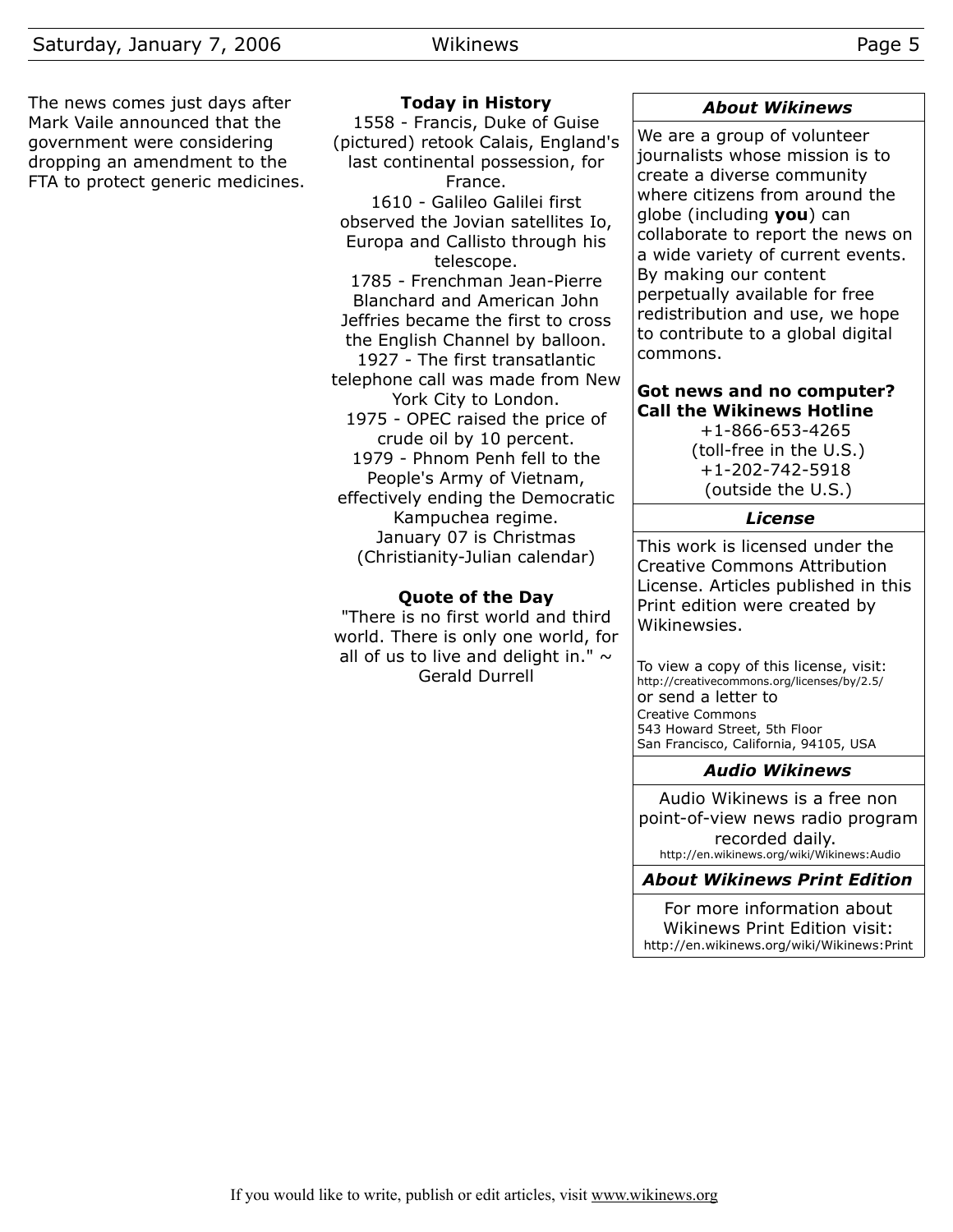The news comes just days after Mark Vaile announced that the government were considering dropping an amendment to the FTA to protect generic medicines.

**Today in History**

1558 - Francis, Duke of Guise (pictured) retook Calais, England's last continental possession, for France.
1610 - Galileo Galilei first observed the Jovian satellites Io, Europa and Callisto through his telescope.
1785 - Frenchman Jean-Pierre Blanchard and American John Jeffries became the first to cross the English Channel by balloon.
1927 - The first transatlantic telephone call was made from New York City to London.
1975 - OPEC raised the price of crude oil by 10 percent.
1979 - Phnom Penh fell to the People's Army of Vietnam, effectively ending the Democratic Kampuchea regime.
January 07 is Christmas (Christianity-Julian calendar)

**Quote of the Day**

"There is no first world and third world. There is only one world, for all of us to live and delight in." ~ Gerald Durrell

***About Wikinews***

We are a group of volunteer journalists whose mission is to create a diverse community where citizens from around the globe (including **you**) can collaborate to report the news on a wide variety of current events. By making our content perpetually available for free redistribution and use, we hope to contribute to a global digital commons.

**Got news and no computer? Call the Wikinews Hotline**

+1-866-653-4265
(toll-free in the U.S.)
+1-202-742-5918
(outside the U.S.)

***License***

This work is licensed under the Creative Commons Attribution License. Articles published in this Print edition were created by Wikinewsies.

To view a copy of this license, visit:
http://creativecommons.org/licenses/by/2.5/
or send a letter to
Creative Commons
543 Howard Street, 5th Floor
San Francisco, California, 94105, USA

***Audio Wikinews***

Audio Wikinews is a free non point-of-view news radio program recorded daily.
http://en.wikinews.org/wiki/Wikinews:Audio

***About Wikinews Print Edition***

For more information about Wikinews Print Edition visit:
http://en.wikinews.org/wiki/Wikinews:Print

If you would like to write, publish or edit articles, visit www.wikinews.org